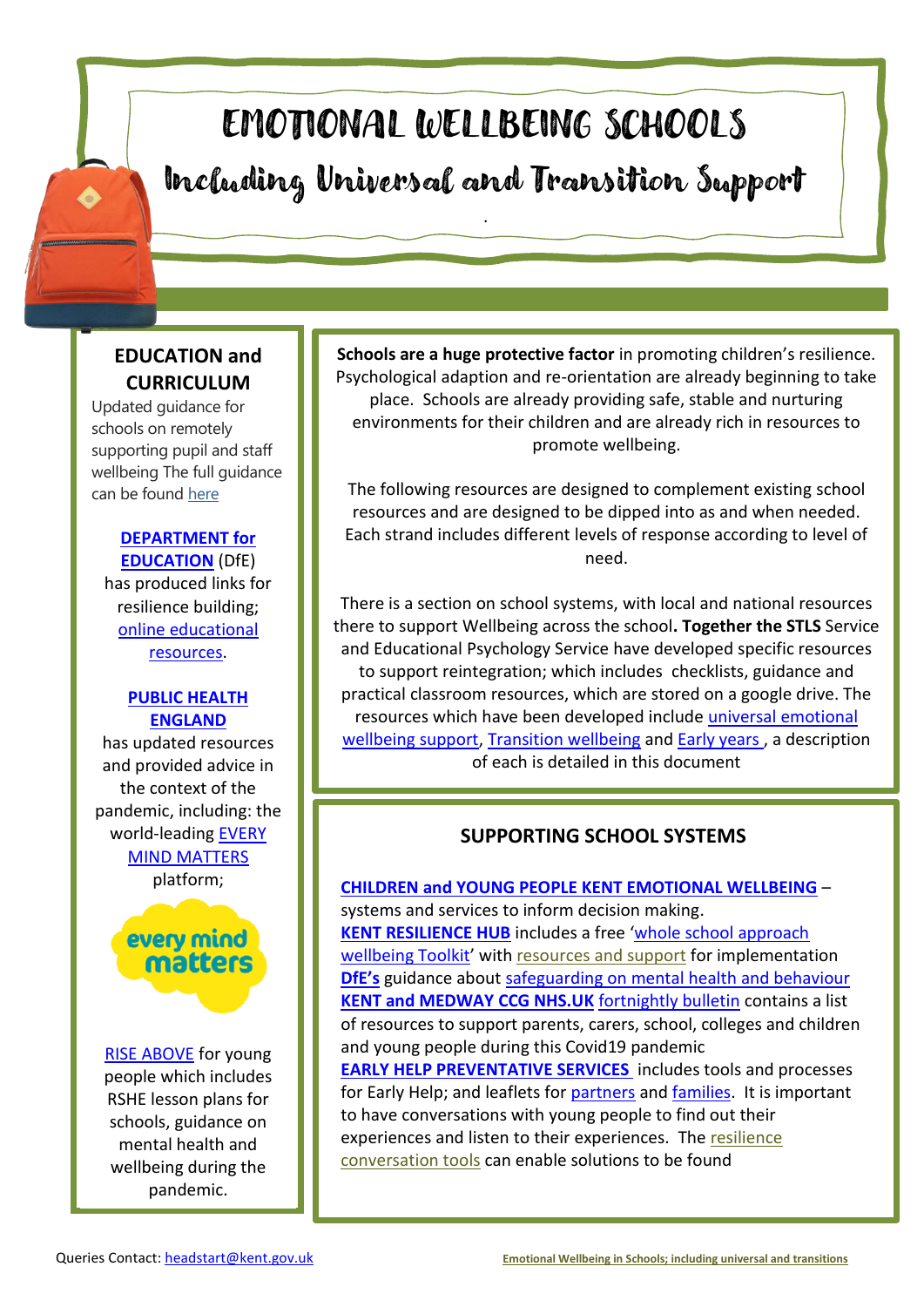# EMOTIONAL WELLBEING SCHOOLS

## Including Universal and Transition Support

### EDUCATION and CURRICULUM

Updated guidance for schools on remotely supporting pupil and staff wellbeing The full guidance can be found here

**DEPARTMENT for EDUCATION** (DfE) has produced links for resilience building; online educational resources.

**PUBLIC HEALTH ENGLAND** has updated resources and provided advice in the context of the pandemic, including: the world-leading EVERY MIND MATTERS platform;

every mind matters

RISE ABOVE for young people which includes RSHE lesson plans for schools, guidance on mental health and wellbeing during the pandemic.

**Schools are a huge protective factor** in promoting children's resilience. Psychological adaption and re-orientation are already beginning to take place. Schools are already providing safe, stable and nurturing environments for their children and are already rich in resources to promote wellbeing.

The following resources are designed to complement existing school resources and are designed to be dipped into as and when needed. Each strand includes different levels of response according to level of need.

There is a section on school systems, with local and national resources there to support Wellbeing across the school**. Together the STLS** Service and Educational Psychology Service have developed specific resources to support reintegration; which includes checklists, guidance and practical classroom resources, which are stored on a google drive. The resources which have been developed include universal emotional wellbeing support, Transition wellbeing and Early years , a description of each is detailed in this document

### SUPPORTING SCHOOL SYSTEMS

**CHILDREN and YOUNG PEOPLE KENT EMOTIONAL WELLBEING** – systems and services to inform decision making.
**KENT RESILIENCE HUB** includes a free 'whole school approach wellbeing Toolkit' with resources and support for implementation
**DfE's** guidance about safeguarding on mental health and behaviour
**KENT and MEDWAY CCG NHS.UK** fortnightly bulletin contains a list of resources to support parents, carers, school, colleges and children and young people during this Covid19 pandemic
**EARLY HELP PREVENTATIVE SERVICES** includes tools and processes for Early Help; and leaflets for partners and families. It is important to have conversations with young people to find out their experiences and listen to their experiences. The resilience conversation tools can enable solutions to be found

Queries Contact: headstart@kent.gov.uk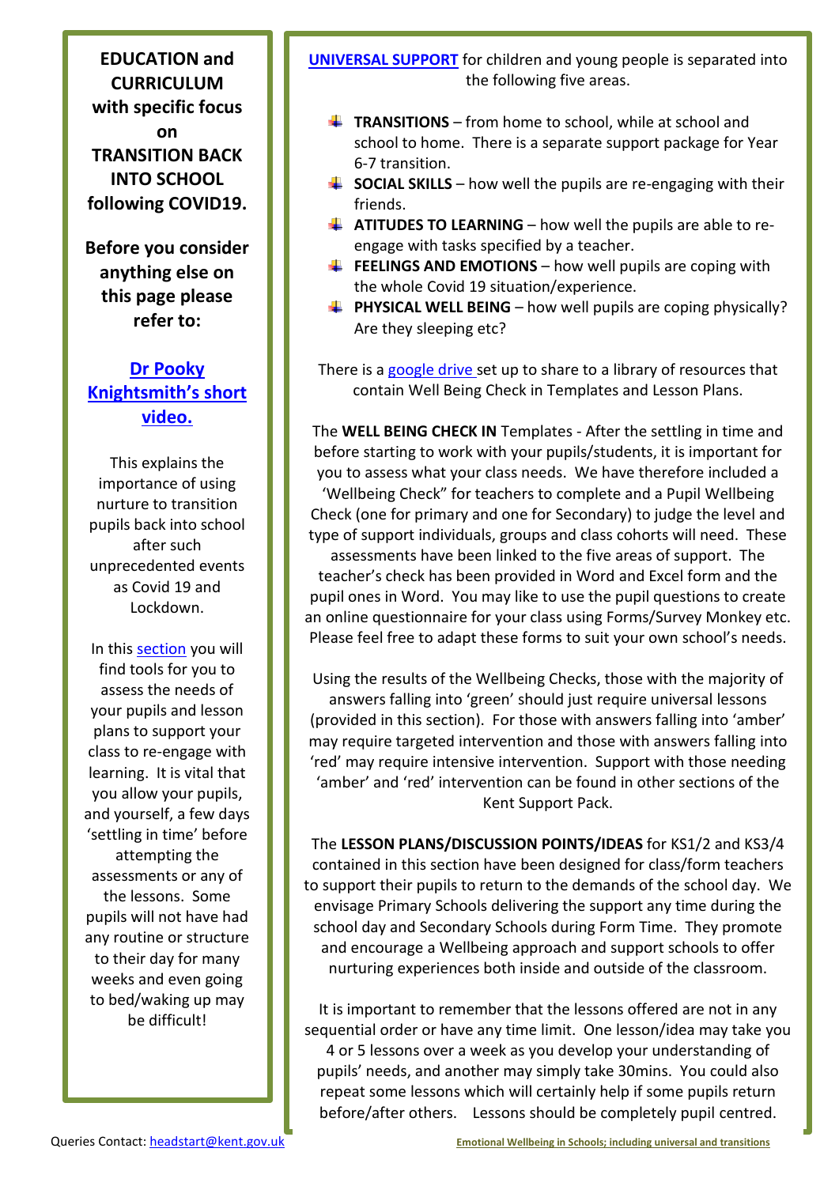**EDUCATION and CURRICULUM with specific focus on TRANSITION BACK INTO SCHOOL following COVID19.**

**Before you consider anything else on this page please refer to:**

**Dr Pooky Knightsmith's short video.**

This explains the importance of using nurture to transition pupils back into school after such unprecedented events as Covid 19 and Lockdown.

In this section you will find tools for you to assess the needs of your pupils and lesson plans to support your class to re-engage with learning. It is vital that you allow your pupils, and yourself, a few days 'settling in time' before attempting the assessments or any of the lessons. Some pupils will not have had any routine or structure to their day for many weeks and even going to bed/waking up may be difficult!

**UNIVERSAL SUPPORT** for children and young people is separated into the following five areas.

- **TRANSITIONS** – from home to school, while at school and school to home. There is a separate support package for Year 6-7 transition.
- **SOCIAL SKILLS** – how well the pupils are re-engaging with their friends.
- **ATITUDES TO LEARNING** – how well the pupils are able to re-engage with tasks specified by a teacher.
- **FEELINGS AND EMOTIONS** – how well pupils are coping with the whole Covid 19 situation/experience.
- **PHYSICAL WELL BEING** – how well pupils are coping physically? Are they sleeping etc?

There is a google drive set up to share to a library of resources that contain Well Being Check in Templates and Lesson Plans.

The **WELL BEING CHECK IN** Templates - After the settling in time and before starting to work with your pupils/students, it is important for you to assess what your class needs. We have therefore included a 'Wellbeing Check" for teachers to complete and a Pupil Wellbeing Check (one for primary and one for Secondary) to judge the level and type of support individuals, groups and class cohorts will need. These assessments have been linked to the five areas of support. The teacher's check has been provided in Word and Excel form and the pupil ones in Word. You may like to use the pupil questions to create an online questionnaire for your class using Forms/Survey Monkey etc. Please feel free to adapt these forms to suit your own school's needs.

Using the results of the Wellbeing Checks, those with the majority of answers falling into 'green' should just require universal lessons (provided in this section). For those with answers falling into 'amber' may require targeted intervention and those with answers falling into 'red' may require intensive intervention. Support with those needing 'amber' and 'red' intervention can be found in other sections of the Kent Support Pack.

The **LESSON PLANS/DISCUSSION POINTS/IDEAS** for KS1/2 and KS3/4 contained in this section have been designed for class/form teachers to support their pupils to return to the demands of the school day. We envisage Primary Schools delivering the support any time during the school day and Secondary Schools during Form Time. They promote and encourage a Wellbeing approach and support schools to offer nurturing experiences both inside and outside of the classroom.

It is important to remember that the lessons offered are not in any sequential order or have any time limit. One lesson/idea may take you 4 or 5 lessons over a week as you develop your understanding of pupils' needs, and another may simply take 30mins. You could also repeat some lessons which will certainly help if some pupils return before/after others. Lessons should be completely pupil centred.

Queries Contact: headstart@kent.gov.uk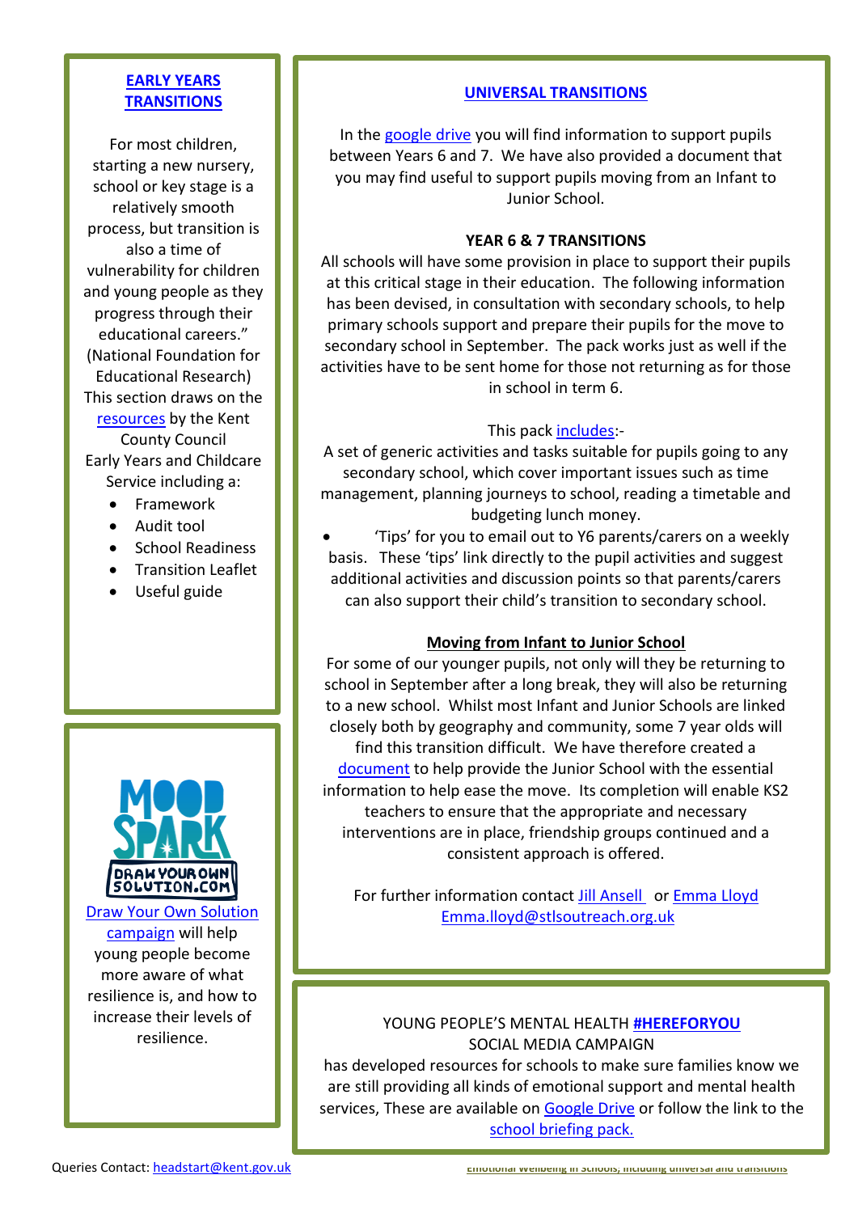## EARLY YEARS TRANSITIONS

For most children, starting a new nursery, school or key stage is a relatively smooth process, but transition is also a time of vulnerability for children and young people as they progress through their educational careers." (National Foundation for Educational Research) This section draws on the resources by the Kent County Council Early Years and Childcare Service including a:

- Framework
- Audit tool
- School Readiness
- Transition Leaflet
- Useful guide

MOOD SPARK DRAW YOUR OWN SOLUTION.COM

Draw Your Own Solution campaign will help young people become more aware of what resilience is, and how to increase their levels of resilience.

## UNIVERSAL TRANSITIONS

In the google drive you will find information to support pupils between Years 6 and 7. We have also provided a document that you may find useful to support pupils moving from an Infant to Junior School.

### YEAR 6 & 7 TRANSITIONS

All schools will have some provision in place to support their pupils at this critical stage in their education. The following information has been devised, in consultation with secondary schools, to help primary schools support and prepare their pupils for the move to secondary school in September. The pack works just as well if the activities have to be sent home for those not returning as for those in school in term 6.

This pack includes:-

A set of generic activities and tasks suitable for pupils going to any secondary school, which cover important issues such as time management, planning journeys to school, reading a timetable and budgeting lunch money.

- 'Tips' for you to email out to Y6 parents/carers on a weekly basis. These 'tips' link directly to the pupil activities and suggest additional activities and discussion points so that parents/carers can also support their child's transition to secondary school.

### Moving from Infant to Junior School

For some of our younger pupils, not only will they be returning to school in September after a long break, they will also be returning to a new school. Whilst most Infant and Junior Schools are linked closely both by geography and community, some 7 year olds will find this transition difficult. We have therefore created a document to help provide the Junior School with the essential information to help ease the move. Its completion will enable KS2 teachers to ensure that the appropriate and necessary interventions are in place, friendship groups continued and a consistent approach is offered.

For further information contact Jill Ansell or Emma Lloyd Emma.lloyd@stlsoutreach.org.uk

YOUNG PEOPLE'S MENTAL HEALTH **#HEREFORYOU** SOCIAL MEDIA CAMPAIGN has developed resources for schools to make sure families know we are still providing all kinds of emotional support and mental health services, These are available on Google Drive or follow the link to the school briefing pack.

Queries Contact: headstart@kent.gov.uk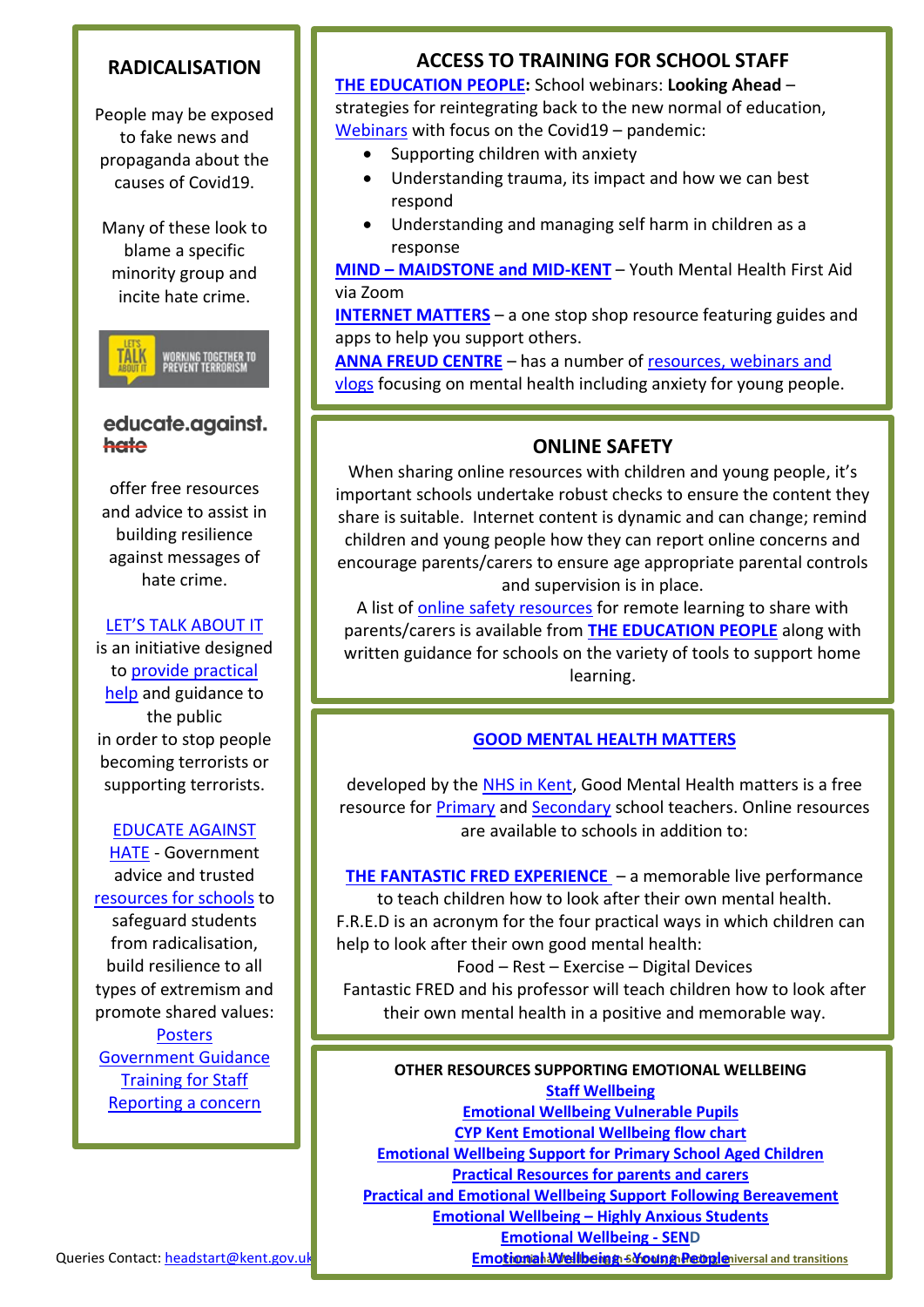## RADICALISATION

People may be exposed to fake news and propaganda about the causes of Covid19.

Many of these look to blame a specific minority group and incite hate crime.

LET'S TALK ABOUT IT — WORKING TOGETHER TO PREVENT TERRORISM

educate.against. hate

offer free resources and advice to assist in building resilience against messages of hate crime.

LET'S TALK ABOUT IT is an initiative designed to provide practical help and guidance to the public in order to stop people becoming terrorists or supporting terrorists.

EDUCATE AGAINST HATE - Government advice and trusted resources for schools to safeguard students from radicalisation, build resilience to all types of extremism and promote shared values:

- Posters
- Government Guidance
- Training for Staff
- Reporting a concern

## ACCESS TO TRAINING FOR SCHOOL STAFF

**THE EDUCATION PEOPLE:** School webinars: **Looking Ahead** – strategies for reintegrating back to the new normal of education, Webinars with focus on the Covid19 – pandemic:

- Supporting children with anxiety
- Understanding trauma, its impact and how we can best respond
- Understanding and managing self harm in children as a response

**MIND – MAIDSTONE and MID-KENT** – Youth Mental Health First Aid via Zoom

**INTERNET MATTERS** – a one stop shop resource featuring guides and apps to help you support others.

**ANNA FREUD CENTRE** – has a number of resources, webinars and vlogs focusing on mental health including anxiety for young people.

## ONLINE SAFETY

When sharing online resources with children and young people, it's important schools undertake robust checks to ensure the content they share is suitable. Internet content is dynamic and can change; remind children and young people how they can report online concerns and encourage parents/carers to ensure age appropriate parental controls and supervision is in place.

A list of online safety resources for remote learning to share with parents/carers is available from **THE EDUCATION PEOPLE** along with written guidance for schools on the variety of tools to support home learning.

## GOOD MENTAL HEALTH MATTERS

developed by the NHS in Kent, Good Mental Health matters is a free resource for Primary and Secondary school teachers. Online resources are available to schools in addition to:

**THE FANTASTIC FRED EXPERIENCE** – a memorable live performance to teach children how to look after their own mental health. F.R.E.D is an acronym for the four practical ways in which children can help to look after their own good mental health:

Food – Rest – Exercise – Digital Devices

Fantastic FRED and his professor will teach children how to look after their own mental health in a positive and memorable way.

## OTHER RESOURCES SUPPORTING EMOTIONAL WELLBEING

- **Staff Wellbeing**
- **Emotional Wellbeing Vulnerable Pupils**
- **CYP Kent Emotional Wellbeing flow chart**
- **Emotional Wellbeing Support for Primary School Aged Children**
- **Practical Resources for parents and carers**
- **Practical and Emotional Wellbeing Support Following Bereavement**
- **Emotional Wellbeing – Highly Anxious Students**
- **Emotional Wellbeing - SEND**
- **Emotional Wellbeing - Young People**

Queries Contact: headstart@kent.gov.uk